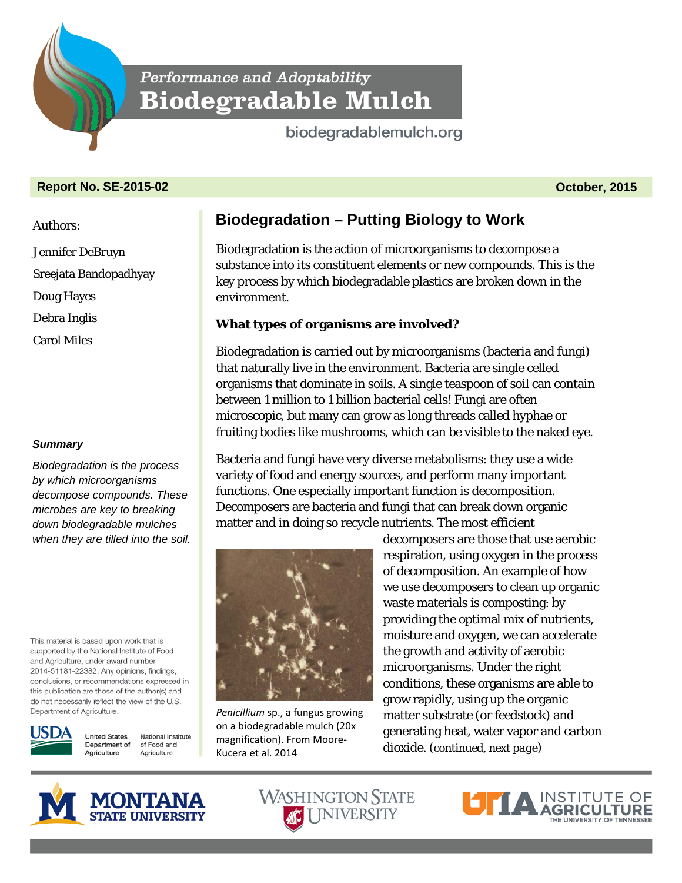*Performance and Adoptability*

# Biodegradable Mulch

biodegradablemulch.org

**Report No. SE-2015-02** **October, 2015**

Authors:

Jennifer DeBruyn

Sreejata Bandopadhyay

Doug Hayes

Debra Inglis

Carol Miles

***Summary***

*Biodegradation is the process by which microorganisms decompose compounds. These microbes are key to breaking down biodegradable mulches when they are tilled into the soil.*

This material is based upon work that is supported by the National Institute of Food and Agriculture, under award number 2014-51181-22382. Any opinions, findings, conclusions, or recommendations expressed in this publication are those of the author(s) and do not necessarily reflect the view of the U.S. Department of Agriculture.

## Biodegradation – Putting Biology to Work

Biodegradation is the action of microorganisms to decompose a substance into its constituent elements or new compounds. This is the key process by which biodegradable plastics are broken down in the environment.

### What types of organisms are involved?

Biodegradation is carried out by microorganisms (bacteria and fungi) that naturally live in the environment. Bacteria are single celled organisms that dominate in soils. A single teaspoon of soil can contain between 1 million to 1 billion bacterial cells! Fungi are often microscopic, but many can grow as long threads called hyphae or fruiting bodies like mushrooms, which can be visible to the naked eye.

Bacteria and fungi have very diverse metabolisms: they use a wide variety of food and energy sources, and perform many important functions. One especially important function is decomposition. Decomposers are bacteria and fungi that can break down organic matter and in doing so recycle nutrients. The most efficient decomposers are those that use aerobic respiration, using oxygen in the process of decomposition. An example of how we use decomposers to clean up organic waste materials is composting: by providing the optimal mix of nutrients, moisture and oxygen, we can accelerate the growth and activity of aerobic microorganisms. Under the right conditions, these organisms are able to grow rapidly, using up the organic matter substrate (or feedstock) and generating heat, water vapor and carbon dioxide. (continued, next page)

*Penicillium* sp., a fungus growing on a biodegradable mulch (20x magnification). From Moore-Kucera et al. 2014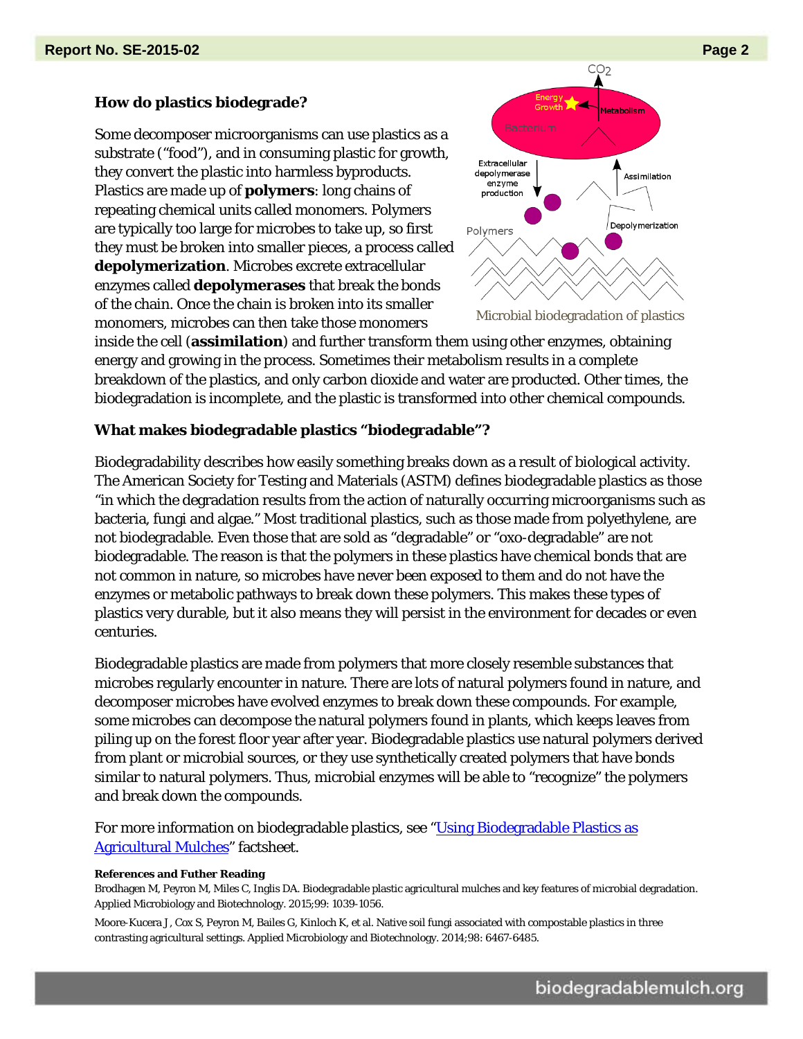### How do plastics biodegrade?

Some decomposer microorganisms can use plastics as a substrate ("food"), and in consuming plastic for growth, they convert the plastic into harmless byproducts. Plastics are made up of **polymers**: long chains of repeating chemical units called monomers. Polymers are typically too large for microbes to take up, so first they must be broken into smaller pieces, a process called **depolymerization**. Microbes excrete extracellular enzymes called **depolymerases** that break the bonds of the chain. Once the chain is broken into its smaller monomers, microbes can then take those monomers inside the cell (**assimilation**) and further transform them using other enzymes, obtaining energy and growing in the process. Sometimes their metabolism results in a complete breakdown of the plastics, and only carbon dioxide and water are producted. Other times, the biodegradation is incomplete, and the plastic is transformed into other chemical compounds.

$CO_2$

Energy Growth

Metabolism

Bacterium

Extracellular depolymerase enzyme production

Assimilation

Polymers

Depolymerization

Microbial biodegradation of plastics

### What makes biodegradable plastics "biodegradable"?

Biodegradability describes how easily something breaks down as a result of biological activity. The American Society for Testing and Materials (ASTM) defines biodegradable plastics as those "in which the degradation results from the action of naturally occurring microorganisms such as bacteria, fungi and algae." Most traditional plastics, such as those made from polyethylene, are not biodegradable. Even those that are sold as "degradable" or "oxo-degradable" are not biodegradable. The reason is that the polymers in these plastics have chemical bonds that are not common in nature, so microbes have never been exposed to them and do not have the enzymes or metabolic pathways to break down these polymers. This makes these types of plastics very durable, but it also means they will persist in the environment for decades or even centuries.

Biodegradable plastics are made from polymers that more closely resemble substances that microbes regularly encounter in nature. There are lots of natural polymers found in nature, and decomposer microbes have evolved enzymes to break down these compounds. For example, some microbes can decompose the natural polymers found in plants, which keeps leaves from piling up on the forest floor year after year. Biodegradable plastics use natural polymers derived from plant or microbial sources, or they use synthetically created polymers that have bonds similar to natural polymers. Thus, microbial enzymes will be able to "recognize" the polymers and break down the compounds.

For more information on biodegradable plastics, see "[Using Biodegradable Plastics as Agricultural Mulches]" factsheet.

**References and Futher Reading**

Brodhagen M, Peyron M, Miles C, Inglis DA. Biodegradable plastic agricultural mulches and key features of microbial degradation. Applied Microbiology and Biotechnology. 2015;99: 1039-1056.

Moore-Kucera J, Cox S, Peyron M, Bailes G, Kinloch K, et al. Native soil fungi associated with compostable plastics in three contrasting agricultural settings. Applied Microbiology and Biotechnology. 2014;98: 6467-6485.